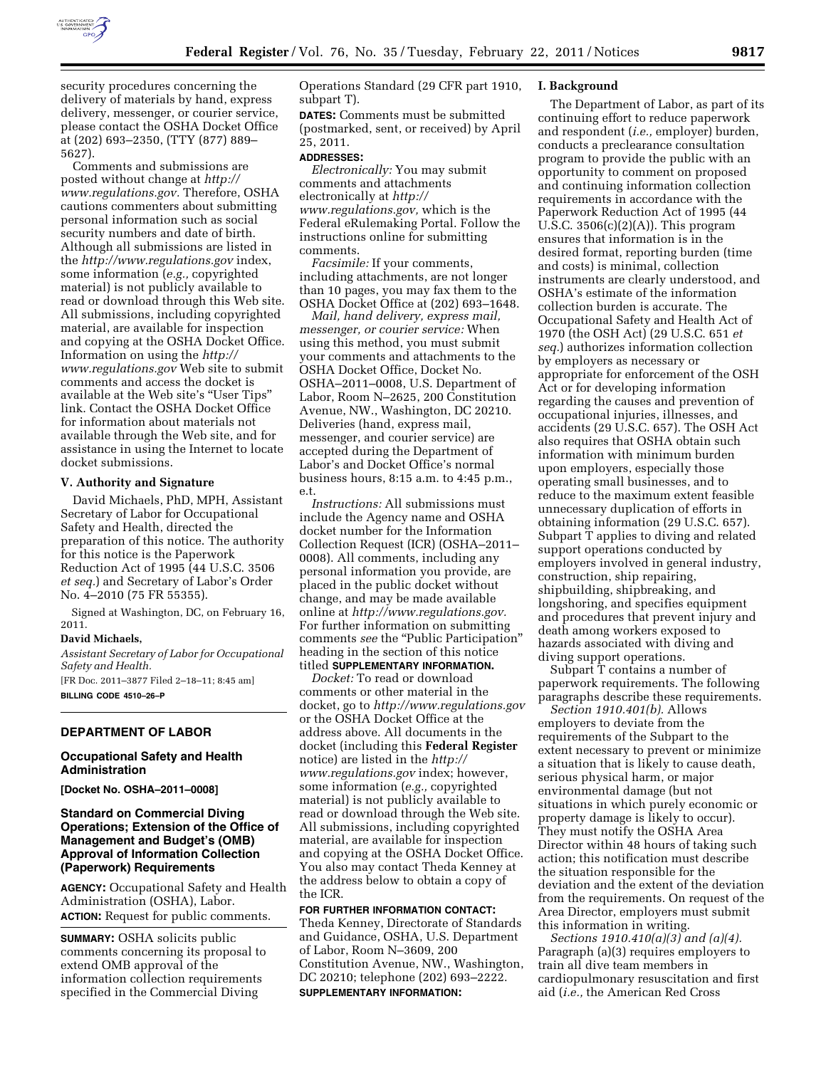security procedures concerning the delivery of materials by hand, express delivery, messenger, or courier service, please contact the OSHA Docket Office at (202) 693–2350, (TTY (877) 889–5627).

Comments and submissions are posted without change at *http://www.regulations.gov.* Therefore, OSHA cautions commenters about submitting personal information such as social security numbers and date of birth. Although all submissions are listed in the *http://www.regulations.gov* index, some information (*e.g.,* copyrighted material) is not publicly available to read or download through this Web site. All submissions, including copyrighted material, are available for inspection and copying at the OSHA Docket Office. Information on using the *http://www.regulations.gov* Web site to submit comments and access the docket is available at the Web site's "User Tips" link. Contact the OSHA Docket Office for information about materials not available through the Web site, and for assistance in using the Internet to locate docket submissions.

### V. Authority and Signature

David Michaels, PhD, MPH, Assistant Secretary of Labor for Occupational Safety and Health, directed the preparation of this notice. The authority for this notice is the Paperwork Reduction Act of 1995 (44 U.S.C. 3506 *et seq.*) and Secretary of Labor's Order No. 4–2010 (75 FR 55355).

Signed at Washington, DC, on February 16, 2011.

**David Michaels,**

*Assistant Secretary of Labor for Occupational Safety and Health.*

[FR Doc. 2011–3877 Filed 2–18–11; 8:45 am]

**BILLING CODE 4510–26–P**

## DEPARTMENT OF LABOR

### Occupational Safety and Health Administration

**[Docket No. OSHA–2011–0008]**

### Standard on Commercial Diving Operations; Extension of the Office of Management and Budget's (OMB) Approval of Information Collection (Paperwork) Requirements

**AGENCY:** Occupational Safety and Health Administration (OSHA), Labor.

**ACTION:** Request for public comments.

**SUMMARY:** OSHA solicits public comments concerning its proposal to extend OMB approval of the information collection requirements specified in the Commercial Diving Operations Standard (29 CFR part 1910, subpart T).

**DATES:** Comments must be submitted (postmarked, sent, or received) by April 25, 2011.

**ADDRESSES:**

*Electronically:* You may submit comments and attachments electronically at *http://www.regulations.gov,* which is the Federal eRulemaking Portal. Follow the instructions online for submitting comments.

*Facsimile:* If your comments, including attachments, are not longer than 10 pages, you may fax them to the OSHA Docket Office at (202) 693–1648.

*Mail, hand delivery, express mail, messenger, or courier service:* When using this method, you must submit your comments and attachments to the OSHA Docket Office, Docket No. OSHA–2011–0008, U.S. Department of Labor, Room N–2625, 200 Constitution Avenue, NW., Washington, DC 20210. Deliveries (hand, express mail, messenger, and courier service) are accepted during the Department of Labor's and Docket Office's normal business hours, 8:15 a.m. to 4:45 p.m., e.t.

*Instructions:* All submissions must include the Agency name and OSHA docket number for the Information Collection Request (ICR) (OSHA–2011–0008). All comments, including any personal information you provide, are placed in the public docket without change, and may be made available online at *http://www.regulations.gov.* For further information on submitting comments *see* the "Public Participation" heading in the section of this notice titled **SUPPLEMENTARY INFORMATION.**

*Docket:* To read or download comments or other material in the docket, go to *http://www.regulations.gov* or the OSHA Docket Office at the address above. All documents in the docket (including this **Federal Register** notice) are listed in the *http://www.regulations.gov* index; however, some information (*e.g.,* copyrighted material) is not publicly available to read or download through the Web site. All submissions, including copyrighted material, are available for inspection and copying at the OSHA Docket Office. You also may contact Theda Kenney at the address below to obtain a copy of the ICR.

**FOR FURTHER INFORMATION CONTACT:** Theda Kenney, Directorate of Standards and Guidance, OSHA, U.S. Department of Labor, Room N–3609, 200 Constitution Avenue, NW., Washington, DC 20210; telephone (202) 693–2222.

**SUPPLEMENTARY INFORMATION:**

### I. Background

The Department of Labor, as part of its continuing effort to reduce paperwork and respondent (*i.e.,* employer) burden, conducts a preclearance consultation program to provide the public with an opportunity to comment on proposed and continuing information collection requirements in accordance with the Paperwork Reduction Act of 1995 (44 U.S.C. 3506(c)(2)(A)). This program ensures that information is in the desired format, reporting burden (time and costs) is minimal, collection instruments are clearly understood, and OSHA's estimate of the information collection burden is accurate. The Occupational Safety and Health Act of 1970 (the OSH Act) (29 U.S.C. 651 *et seq.*) authorizes information collection by employers as necessary or appropriate for enforcement of the OSH Act or for developing information regarding the causes and prevention of occupational injuries, illnesses, and accidents (29 U.S.C. 657). The OSH Act also requires that OSHA obtain such information with minimum burden upon employers, especially those operating small businesses, and to reduce to the maximum extent feasible unnecessary duplication of efforts in obtaining information (29 U.S.C. 657). Subpart T applies to diving and related support operations conducted by employers involved in general industry, construction, ship repairing, shipbuilding, shipbreaking, and longshoring, and specifies equipment and procedures that prevent injury and death among workers exposed to hazards associated with diving and diving support operations.

Subpart T contains a number of paperwork requirements. The following paragraphs describe these requirements.

*Section 1910.401(b).* Allows employers to deviate from the requirements of the Subpart to the extent necessary to prevent or minimize a situation that is likely to cause death, serious physical harm, or major environmental damage (but not situations in which purely economic or property damage is likely to occur). They must notify the OSHA Area Director within 48 hours of taking such action; this notification must describe the situation responsible for the deviation and the extent of the deviation from the requirements. On request of the Area Director, employers must submit this information in writing.

*Sections 1910.410(a)(3) and (a)(4).* Paragraph (a)(3) requires employers to train all dive team members in cardiopulmonary resuscitation and first aid (*i.e.,* the American Red Cross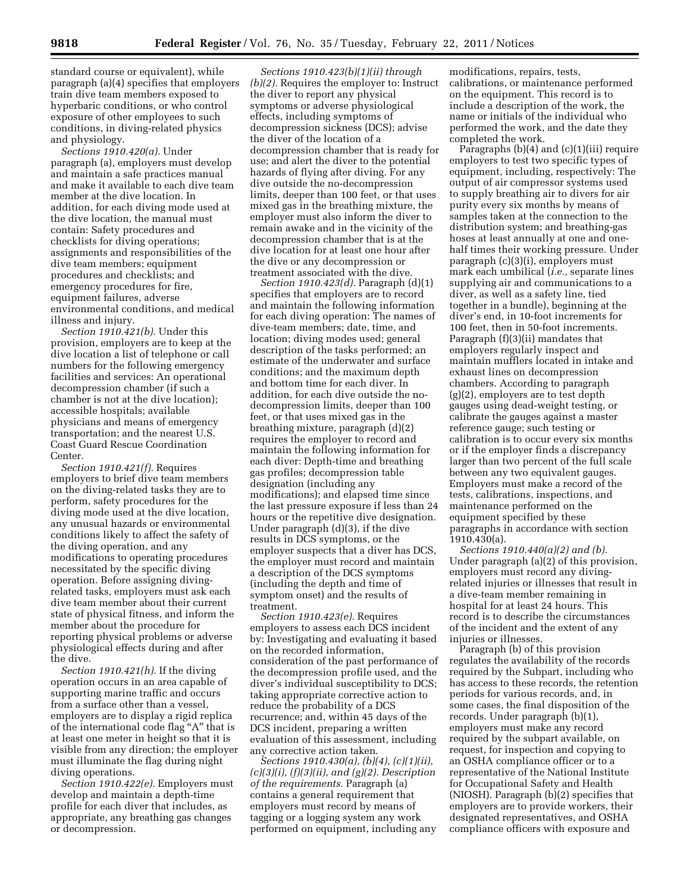standard course or equivalent), while paragraph (a)(4) specifies that employers train dive team members exposed to hyperbaric conditions, or who control exposure of other employees to such conditions, in diving-related physics and physiology.

*Sections 1910.420(a).* Under paragraph (a), employers must develop and maintain a safe practices manual and make it available to each dive team member at the dive location. In addition, for each diving mode used at the dive location, the manual must contain: Safety procedures and checklists for diving operations; assignments and responsibilities of the dive team members; equipment procedures and checklists; and emergency procedures for fire, equipment failures, adverse environmental conditions, and medical illness and injury.

*Section 1910.421(b).* Under this provision, employers are to keep at the dive location a list of telephone or call numbers for the following emergency facilities and services: An operational decompression chamber (if such a chamber is not at the dive location); accessible hospitals; available physicians and means of emergency transportation; and the nearest U.S. Coast Guard Rescue Coordination Center.

*Section 1910.421(f).* Requires employers to brief dive team members on the diving-related tasks they are to perform, safety procedures for the diving mode used at the dive location, any unusual hazards or environmental conditions likely to affect the safety of the diving operation, and any modifications to operating procedures necessitated by the specific diving operation. Before assigning diving-related tasks, employers must ask each dive team member about their current state of physical fitness, and inform the member about the procedure for reporting physical problems or adverse physiological effects during and after the dive.

*Section 1910.421(h).* If the diving operation occurs in an area capable of supporting marine traffic and occurs from a surface other than a vessel, employers are to display a rigid replica of the international code flag "A" that is at least one meter in height so that it is visible from any direction; the employer must illuminate the flag during night diving operations.

*Section 1910.422(e).* Employers must develop and maintain a depth-time profile for each diver that includes, as appropriate, any breathing gas changes or decompression.

*Sections 1910.423(b)(1)(ii) through (b)(2).* Requires the employer to: Instruct the diver to report any physical symptoms or adverse physiological effects, including symptoms of decompression sickness (DCS); advise the diver of the location of a decompression chamber that is ready for use; and alert the diver to the potential hazards of flying after diving. For any dive outside the no-decompression limits, deeper than 100 feet, or that uses mixed gas in the breathing mixture, the employer must also inform the diver to remain awake and in the vicinity of the decompression chamber that is at the dive location for at least one hour after the dive or any decompression or treatment associated with the dive.

*Section 1910.423(d).* Paragraph (d)(1) specifies that employers are to record and maintain the following information for each diving operation: The names of dive-team members; date, time, and location; diving modes used; general description of the tasks performed; an estimate of the underwater and surface conditions; and the maximum depth and bottom time for each diver. In addition, for each dive outside the no-decompression limits, deeper than 100 feet, or that uses mixed gas in the breathing mixture, paragraph (d)(2) requires the employer to record and maintain the following information for each diver: Depth-time and breathing gas profiles; decompression table designation (including any modifications); and elapsed time since the last pressure exposure if less than 24 hours or the repetitive dive designation. Under paragraph (d)(3), if the dive results in DCS symptoms, or the employer suspects that a diver has DCS, the employer must record and maintain a description of the DCS symptoms (including the depth and time of symptom onset) and the results of treatment.

*Section 1910.423(e).* Requires employers to assess each DCS incident by: Investigating and evaluating it based on the recorded information, consideration of the past performance of the decompression profile used, and the diver's individual susceptibility to DCS; taking appropriate corrective action to reduce the probability of a DCS recurrence; and, within 45 days of the DCS incident, preparing a written evaluation of this assessment, including any corrective action taken.

*Sections 1910.430(a), (b)(4), (c)(1)(ii), (c)(3)(i), (f)(3)(ii), and (g)(2). Description of the requirements.* Paragraph (a) contains a general requirement that employers must record by means of tagging or a logging system any work performed on equipment, including any modifications, repairs, tests, calibrations, or maintenance performed on the equipment. This record is to include a description of the work, the name or initials of the individual who performed the work, and the date they completed the work.

Paragraphs (b)(4) and (c)(1)(iii) require employers to test two specific types of equipment, including, respectively: The output of air compressor systems used to supply breathing air to divers for air purity every six months by means of samples taken at the connection to the distribution system; and breathing-gas hoses at least annually at one and one-half times their working pressure. Under paragraph (c)(3)(i), employers must mark each umbilical (*i.e.,* separate lines supplying air and communications to a diver, as well as a safety line, tied together in a bundle), beginning at the diver's end, in 10-foot increments for 100 feet, then in 50-foot increments. Paragraph (f)(3)(ii) mandates that employers regularly inspect and maintain mufflers located in intake and exhaust lines on decompression chambers. According to paragraph (g)(2), employers are to test depth gauges using dead-weight testing, or calibrate the gauges against a master reference gauge; such testing or calibration is to occur every six months or if the employer finds a discrepancy larger than two percent of the full scale between any two equivalent gauges. Employers must make a record of the tests, calibrations, inspections, and maintenance performed on the equipment specified by these paragraphs in accordance with section 1910.430(a).

*Sections 1910.440(a)(2) and (b).* Under paragraph (a)(2) of this provision, employers must record any diving-related injuries or illnesses that result in a dive-team member remaining in hospital for at least 24 hours. This record is to describe the circumstances of the incident and the extent of any injuries or illnesses.

Paragraph (b) of this provision regulates the availability of the records required by the Subpart, including who has access to these records, the retention periods for various records, and, in some cases, the final disposition of the records. Under paragraph (b)(1), employers must make any record required by the subpart available, on request, for inspection and copying to an OSHA compliance officer or to a representative of the National Institute for Occupational Safety and Health (NIOSH). Paragraph (b)(2) specifies that employers are to provide workers, their designated representatives, and OSHA compliance officers with exposure and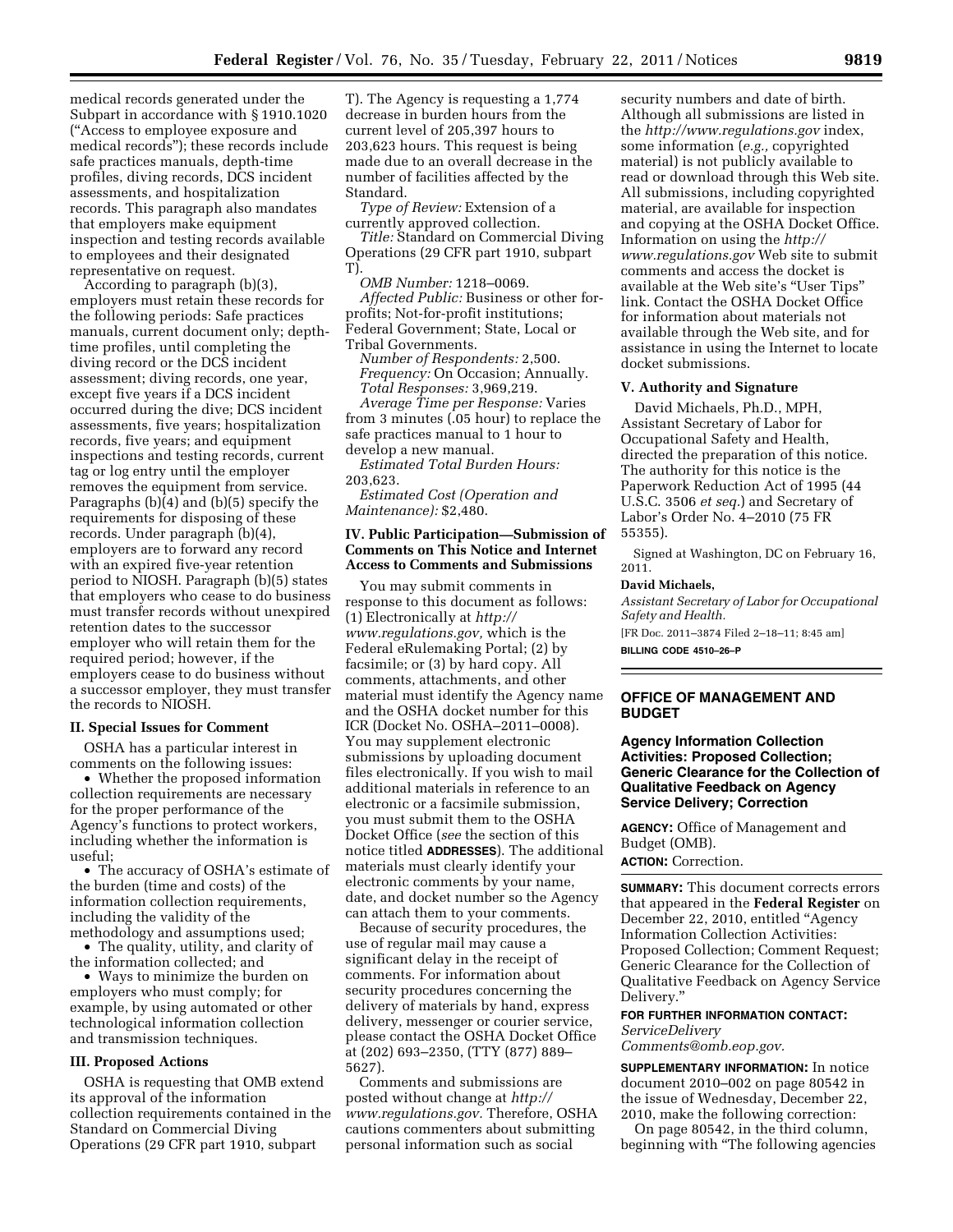medical records generated under the Subpart in accordance with § 1910.1020 ("Access to employee exposure and medical records"); these records include safe practices manuals, depth-time profiles, diving records, DCS incident assessments, and hospitalization records. This paragraph also mandates that employers make equipment inspection and testing records available to employees and their designated representative on request.

According to paragraph (b)(3), employers must retain these records for the following periods: Safe practices manuals, current document only; depth-time profiles, until completing the diving record or the DCS incident assessment; diving records, one year, except five years if a DCS incident occurred during the dive; DCS incident assessments, five years; hospitalization records, five years; and equipment inspections and testing records, current tag or log entry until the employer removes the equipment from service. Paragraphs (b)(4) and (b)(5) specify the requirements for disposing of these records. Under paragraph (b)(4), employers are to forward any record with an expired five-year retention period to NIOSH. Paragraph (b)(5) states that employers who cease to do business must transfer records without unexpired retention dates to the successor employer who will retain them for the required period; however, if the employers cease to do business without a successor employer, they must transfer the records to NIOSH.

## II. Special Issues for Comment

OSHA has a particular interest in comments on the following issues:

- Whether the proposed information collection requirements are necessary for the proper performance of the Agency's functions to protect workers, including whether the information is useful;
- The accuracy of OSHA's estimate of the burden (time and costs) of the information collection requirements, including the validity of the methodology and assumptions used;
- The quality, utility, and clarity of the information collected; and
- Ways to minimize the burden on employers who must comply; for example, by using automated or other technological information collection and transmission techniques.

## III. Proposed Actions

OSHA is requesting that OMB extend its approval of the information collection requirements contained in the Standard on Commercial Diving Operations (29 CFR part 1910, subpart T). The Agency is requesting a 1,774 decrease in burden hours from the current level of 205,397 hours to 203,623 hours. This request is being made due to an overall decrease in the number of facilities affected by the Standard.

*Type of Review:* Extension of a currently approved collection.

*Title:* Standard on Commercial Diving Operations (29 CFR part 1910, subpart T).

*OMB Number:* 1218–0069.

*Affected Public:* Business or other for-profits; Not-for-profit institutions; Federal Government; State, Local or Tribal Governments.

*Number of Respondents:* 2,500.

*Frequency:* On Occasion; Annually.

*Total Responses:* 3,969,219.

*Average Time per Response:* Varies from 3 minutes (.05 hour) to replace the safe practices manual to 1 hour to develop a new manual.

*Estimated Total Burden Hours:* 203,623.

*Estimated Cost (Operation and Maintenance):* $2,480.

## IV. Public Participation—Submission of Comments on This Notice and Internet Access to Comments and Submissions

You may submit comments in response to this document as follows: (1) Electronically at *http://www.regulations.gov,* which is the Federal eRulemaking Portal; (2) by facsimile; or (3) by hard copy. All comments, attachments, and other material must identify the Agency name and the OSHA docket number for this ICR (Docket No. OSHA–2011–0008). You may supplement electronic submissions by uploading document files electronically. If you wish to mail additional materials in reference to an electronic or a facsimile submission, you must submit them to the OSHA Docket Office (*see* the section of this notice titled **ADDRESSES**). The additional materials must clearly identify your electronic comments by your name, date, and docket number so the Agency can attach them to your comments.

Because of security procedures, the use of regular mail may cause a significant delay in the receipt of comments. For information about security procedures concerning the delivery of materials by hand, express delivery, messenger or courier service, please contact the OSHA Docket Office at (202) 693–2350, (TTY (877) 889–5627).

Comments and submissions are posted without change at *http://www.regulations.gov.* Therefore, OSHA cautions commenters about submitting personal information such as social security numbers and date of birth. Although all submissions are listed in the *http://www.regulations.gov* index, some information (*e.g.,* copyrighted material) is not publicly available to read or download through this Web site. All submissions, including copyrighted material, are available for inspection and copying at the OSHA Docket Office. Information on using the *http://www.regulations.gov* Web site to submit comments and access the docket is available at the Web site's "User Tips" link. Contact the OSHA Docket Office for information about materials not available through the Web site, and for assistance in using the Internet to locate docket submissions.

## V. Authority and Signature

David Michaels, Ph.D., MPH, Assistant Secretary of Labor for Occupational Safety and Health, directed the preparation of this notice. The authority for this notice is the Paperwork Reduction Act of 1995 (44 U.S.C. 3506 *et seq.*) and Secretary of Labor's Order No. 4–2010 (75 FR 55355).

Signed at Washington, DC on February 16, 2011.

**David Michaels,**

*Assistant Secretary of Labor for Occupational Safety and Health.*

[FR Doc. 2011–3874 Filed 2–18–11; 8:45 am]

**BILLING CODE 4510–26–P**

---

# OFFICE OF MANAGEMENT AND BUDGET

## Agency Information Collection Activities: Proposed Collection; Generic Clearance for the Collection of Qualitative Feedback on Agency Service Delivery; Correction

**AGENCY:** Office of Management and Budget (OMB).

**ACTION:** Correction.

**SUMMARY:** This document corrects errors that appeared in the **Federal Register** on December 22, 2010, entitled "Agency Information Collection Activities: Proposed Collection; Comment Request; Generic Clearance for the Collection of Qualitative Feedback on Agency Service Delivery."

**FOR FURTHER INFORMATION CONTACT:** *ServiceDelivery Comments@omb.eop.gov.*

**SUPPLEMENTARY INFORMATION:** In notice document 2010–002 on page 80542 in the issue of Wednesday, December 22, 2010, make the following correction:

On page 80542, in the third column, beginning with "The following agencies